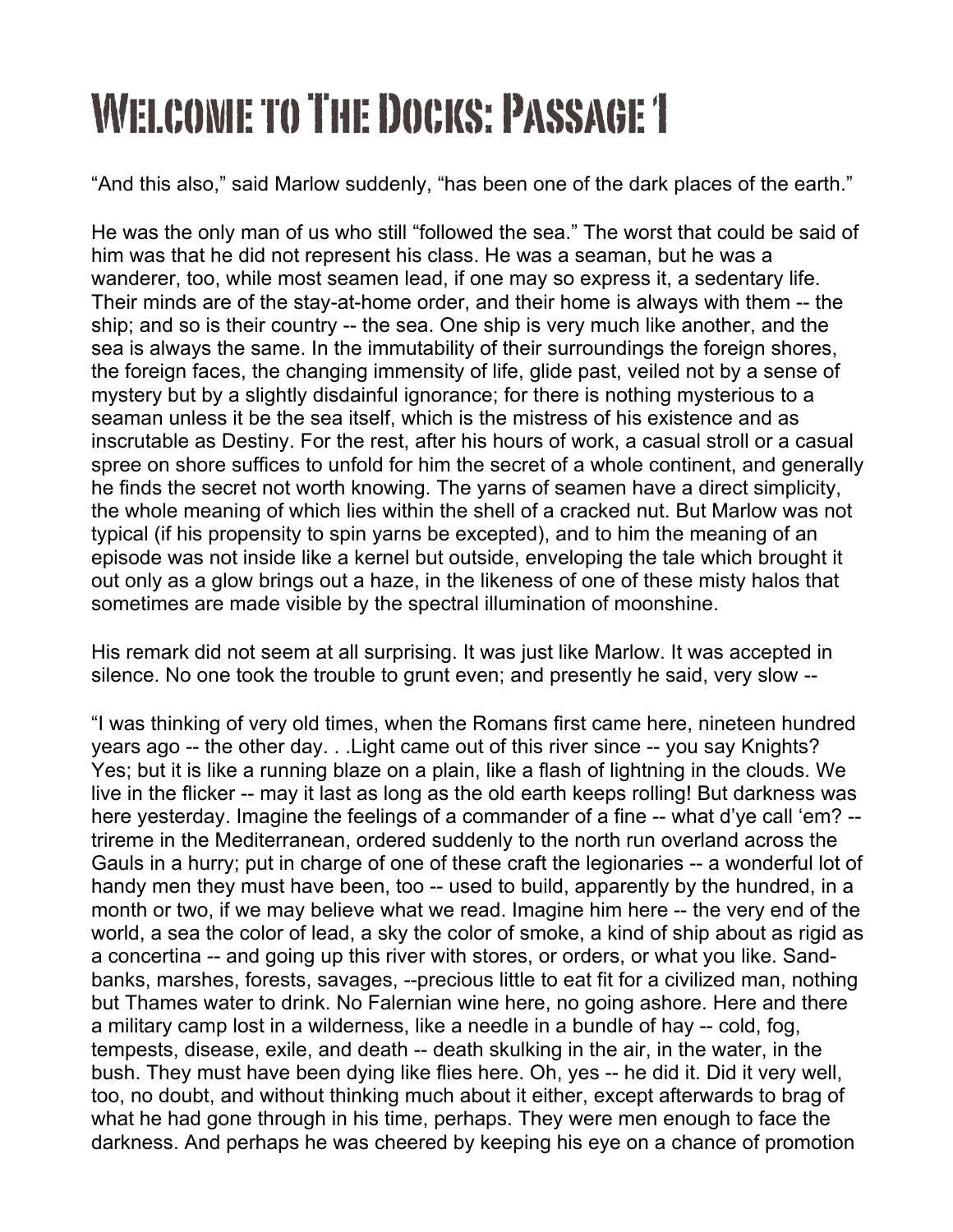# Welcome to The Docks: Passage 1

“And this also,” said Marlow suddenly, “has been one of the dark places of the earth.”

He was the only man of us who still “followed the sea.” The worst that could be said of him was that he did not represent his class. He was a seaman, but he was a wanderer, too, while most seamen lead, if one may so express it, a sedentary life. Their minds are of the stay-at-home order, and their home is always with them -- the ship; and so is their country -- the sea. One ship is very much like another, and the sea is always the same. In the immutability of their surroundings the foreign shores, the foreign faces, the changing immensity of life, glide past, veiled not by a sense of mystery but by a slightly disdainful ignorance; for there is nothing mysterious to a seaman unless it be the sea itself, which is the mistress of his existence and as inscrutable as Destiny. For the rest, after his hours of work, a casual stroll or a casual spree on shore suffices to unfold for him the secret of a whole continent, and generally he finds the secret not worth knowing. The yarns of seamen have a direct simplicity, the whole meaning of which lies within the shell of a cracked nut. But Marlow was not typical (if his propensity to spin yarns be excepted), and to him the meaning of an episode was not inside like a kernel but outside, enveloping the tale which brought it out only as a glow brings out a haze, in the likeness of one of these misty halos that sometimes are made visible by the spectral illumination of moonshine.

His remark did not seem at all surprising. It was just like Marlow. It was accepted in silence. No one took the trouble to grunt even; and presently he said, very slow --

“I was thinking of very old times, when the Romans first came here, nineteen hundred years ago -- the other day. . .Light came out of this river since -- you say Knights? Yes; but it is like a running blaze on a plain, like a flash of lightning in the clouds. We live in the flicker -- may it last as long as the old earth keeps rolling! But darkness was here yesterday. Imagine the feelings of a commander of a fine -- what d’ye call ‘em? -- trireme in the Mediterranean, ordered suddenly to the north run overland across the Gauls in a hurry; put in charge of one of these craft the legionaries -- a wonderful lot of handy men they must have been, too -- used to build, apparently by the hundred, in a month or two, if we may believe what we read. Imagine him here -- the very end of the world, a sea the color of lead, a sky the color of smoke, a kind of ship about as rigid as a concertina -- and going up this river with stores, or orders, or what you like. Sand-banks, marshes, forests, savages, --precious little to eat fit for a civilized man, nothing but Thames water to drink. No Falernian wine here, no going ashore. Here and there a military camp lost in a wilderness, like a needle in a bundle of hay -- cold, fog, tempests, disease, exile, and death -- death skulking in the air, in the water, in the bush. They must have been dying like flies here. Oh, yes -- he did it. Did it very well, too, no doubt, and without thinking much about it either, except afterwards to brag of what he had gone through in his time, perhaps. They were men enough to face the darkness. And perhaps he was cheered by keeping his eye on a chance of promotion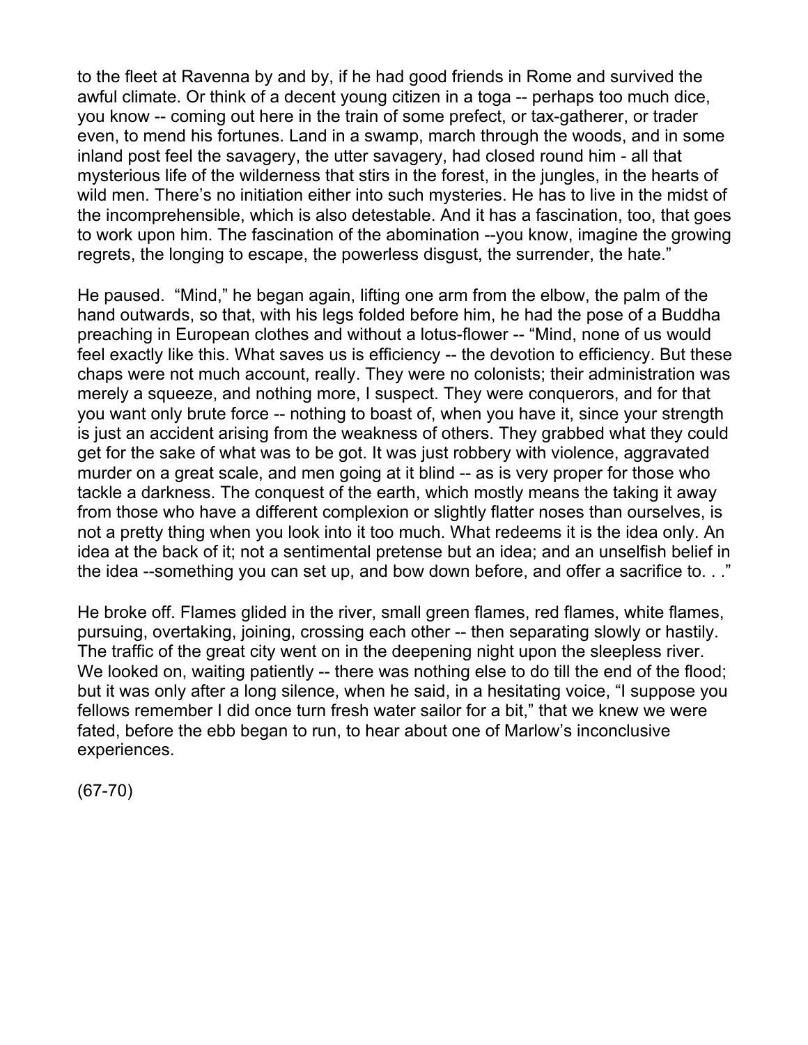to the fleet at Ravenna by and by, if he had good friends in Rome and survived the awful climate. Or think of a decent young citizen in a toga -- perhaps too much dice, you know -- coming out here in the train of some prefect, or tax-gatherer, or trader even, to mend his fortunes. Land in a swamp, march through the woods, and in some inland post feel the savagery, the utter savagery, had closed round him - all that mysterious life of the wilderness that stirs in the forest, in the jungles, in the hearts of wild men. There's no initiation either into such mysteries. He has to live in the midst of the incomprehensible, which is also detestable. And it has a fascination, too, that goes to work upon him. The fascination of the abomination --you know, imagine the growing regrets, the longing to escape, the powerless disgust, the surrender, the hate."

He paused. "Mind," he began again, lifting one arm from the elbow, the palm of the hand outwards, so that, with his legs folded before him, he had the pose of a Buddha preaching in European clothes and without a lotus-flower -- "Mind, none of us would feel exactly like this. What saves us is efficiency -- the devotion to efficiency. But these chaps were not much account, really. They were no colonists; their administration was merely a squeeze, and nothing more, I suspect. They were conquerors, and for that you want only brute force -- nothing to boast of, when you have it, since your strength is just an accident arising from the weakness of others. They grabbed what they could get for the sake of what was to be got. It was just robbery with violence, aggravated murder on a great scale, and men going at it blind -- as is very proper for those who tackle a darkness. The conquest of the earth, which mostly means the taking it away from those who have a different complexion or slightly flatter noses than ourselves, is not a pretty thing when you look into it too much. What redeems it is the idea only. An idea at the back of it; not a sentimental pretense but an idea; and an unselfish belief in the idea --something you can set up, and bow down before, and offer a sacrifice to. . ."

He broke off. Flames glided in the river, small green flames, red flames, white flames, pursuing, overtaking, joining, crossing each other -- then separating slowly or hastily. The traffic of the great city went on in the deepening night upon the sleepless river. We looked on, waiting patiently -- there was nothing else to do till the end of the flood; but it was only after a long silence, when he said, in a hesitating voice, "I suppose you fellows remember I did once turn fresh water sailor for a bit," that we knew we were fated, before the ebb began to run, to hear about one of Marlow's inconclusive experiences.

(67-70)